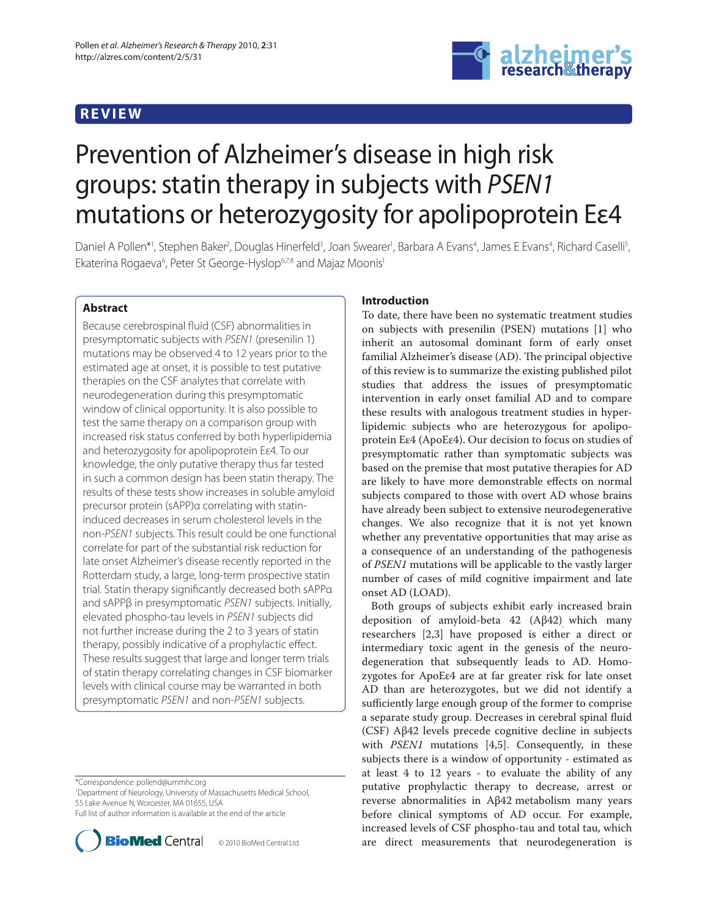REVIEW

# Prevention of Alzheimer's disease in high risk groups: statin therapy in subjects with *PSEN1* mutations or heterozygosity for apolipoprotein Eε4

Daniel A Pollen*[1], Stephen Baker[2], Douglas Hinerfeld[3], Joan Swearer[1], Barbara A Evans[4], James E Evans[4], Richard Caselli[5], Ekaterina Rogaeva[6], Peter St George-Hyslop[6,7,8] and Majaz Moonis[1]

## Abstract

Because cerebrospinal fluid (CSF) abnormalities in presymptomatic subjects with *PSEN1* (presenilin 1) mutations may be observed 4 to 12 years prior to the estimated age at onset, it is possible to test putative therapies on the CSF analytes that correlate with neurodegeneration during this presymptomatic window of clinical opportunity. It is also possible to test the same therapy on a comparison group with increased risk status conferred by both hyperlipidemia and heterozygosity for apolipoprotein Eε4. To our knowledge, the only putative therapy thus far tested in such a common design has been statin therapy. The results of these tests show increases in soluble amyloid precursor protein (sAPP)α correlating with statin-induced decreases in serum cholesterol levels in the non-*PSEN1* subjects. This result could be one functional correlate for part of the substantial risk reduction for late onset Alzheimer's disease recently reported in the Rotterdam study, a large, long-term prospective statin trial. Statin therapy significantly decreased both sAPPα and sAPPβ in presymptomatic *PSEN1* subjects. Initially, elevated phospho-tau levels in *PSEN1* subjects did not further increase during the 2 to 3 years of statin therapy, possibly indicative of a prophylactic effect. These results suggest that large and longer term trials of statin therapy correlating changes in CSF biomarker levels with clinical course may be warranted in both presymptomatic *PSEN1* and non-*PSEN1* subjects.

*Correspondence: pollend@ummhc.org
[1]Department of Neurology, University of Massachusetts Medical School, 55 Lake Avenue N, Worcester, MA 01655, USA
Full list of author information is available at the end of the article

© 2010 BioMed Central Ltd

## Introduction

To date, there have been no systematic treatment studies on subjects with presenilin (PSEN) mutations [1] who inherit an autosomal dominant form of early onset familial Alzheimer's disease (AD). The principal objective of this review is to summarize the existing published pilot studies that address the issues of presymptomatic intervention in early onset familial AD and to compare these results with analogous treatment studies in hyperlipidemic subjects who are heterozygous for apolipoprotein Eε4 (ApoEε4). Our decision to focus on studies of presymptomatic rather than symptomatic subjects was based on the premise that most putative therapies for AD are likely to have more demonstrable effects on normal subjects compared to those with overt AD whose brains have already been subject to extensive neurodegenerative changes. We also recognize that it is not yet known whether any preventative opportunities that may arise as a consequence of an understanding of the pathogenesis of *PSEN1* mutations will be applicable to the vastly larger number of cases of mild cognitive impairment and late onset AD (LOAD).

Both groups of subjects exhibit early increased brain deposition of amyloid-beta 42 (Aβ42), which many researchers [2,3] have proposed is either a direct or intermediary toxic agent in the genesis of the neurodegeneration that subsequently leads to AD. Homozygotes for ApoEε4 are at far greater risk for late onset AD than are heterozygotes, but we did not identify a sufficiently large enough group of the former to comprise a separate study group. Decreases in cerebral spinal fluid (CSF) Aβ42 levels precede cognitive decline in subjects with *PSEN1* mutations [4,5]. Consequently, in these subjects there is a window of opportunity - estimated as at least 4 to 12 years - to evaluate the ability of any putative prophylactic therapy to decrease, arrest or reverse abnormalities in Aβ42 metabolism many years before clinical symptoms of AD occur. For example, increased levels of CSF phospho-tau and total tau, which are direct measurements that neurodegeneration is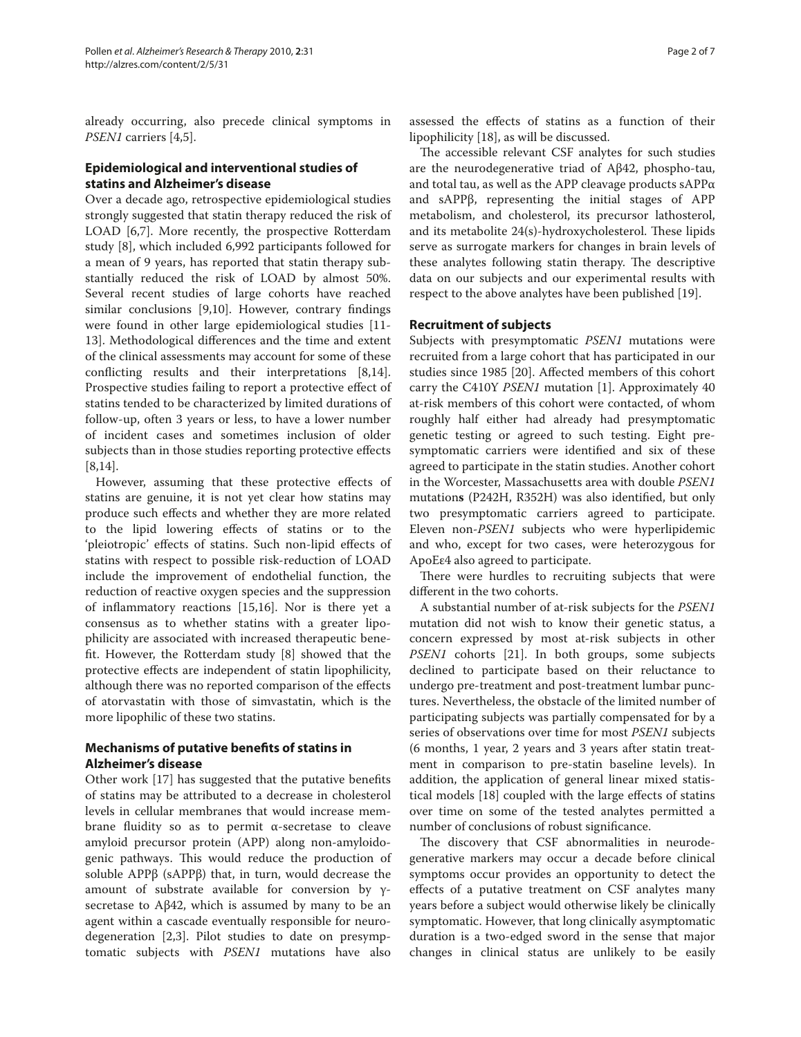already occurring, also precede clinical symptoms in *PSEN1* carriers [4,5].

## Epidemiological and interventional studies of statins and Alzheimer's disease

Over a decade ago, retrospective epidemiological studies strongly suggested that statin therapy reduced the risk of LOAD [6,7]. More recently, the prospective Rotterdam study [8], which included 6,992 participants followed for a mean of 9 years, has reported that statin therapy substantially reduced the risk of LOAD by almost 50%. Several recent studies of large cohorts have reached similar conclusions [9,10]. However, contrary findings were found in other large epidemiological studies [11-13]. Methodological differences and the time and extent of the clinical assessments may account for some of these conflicting results and their interpretations [8,14]. Prospective studies failing to report a protective effect of statins tended to be characterized by limited durations of follow-up, often 3 years or less, to have a lower number of incident cases and sometimes inclusion of older subjects than in those studies reporting protective effects [8,14].

However, assuming that these protective effects of statins are genuine, it is not yet clear how statins may produce such effects and whether they are more related to the lipid lowering effects of statins or to the 'pleiotropic' effects of statins. Such non-lipid effects of statins with respect to possible risk-reduction of LOAD include the improvement of endothelial function, the reduction of reactive oxygen species and the suppression of inflammatory reactions [15,16]. Nor is there yet a consensus as to whether statins with a greater lipophilicity are associated with increased therapeutic benefit. However, the Rotterdam study [8] showed that the protective effects are independent of statin lipophilicity, although there was no reported comparison of the effects of atorvastatin with those of simvastatin, which is the more lipophilic of these two statins.

## Mechanisms of putative benefits of statins in Alzheimer's disease

Other work [17] has suggested that the putative benefits of statins may be attributed to a decrease in cholesterol levels in cellular membranes that would increase membrane fluidity so as to permit α-secretase to cleave amyloid precursor protein (APP) along non-amyloidogenic pathways. This would reduce the production of soluble APPβ (sAPPβ) that, in turn, would decrease the amount of substrate available for conversion by γ-secretase to Aβ42, which is assumed by many to be an agent within a cascade eventually responsible for neurodegeneration [2,3]. Pilot studies to date on presymptomatic subjects with *PSEN1* mutations have also assessed the effects of statins as a function of their lipophilicity [18], as will be discussed.

The accessible relevant CSF analytes for such studies are the neurodegenerative triad of Aβ42, phospho-tau, and total tau, as well as the APP cleavage products sAPPα and sAPPβ, representing the initial stages of APP metabolism, and cholesterol, its precursor lathosterol, and its metabolite 24(s)-hydroxycholesterol. These lipids serve as surrogate markers for changes in brain levels of these analytes following statin therapy. The descriptive data on our subjects and our experimental results with respect to the above analytes have been published [19].

## Recruitment of subjects

Subjects with presymptomatic *PSEN1* mutations were recruited from a large cohort that has participated in our studies since 1985 [20]. Affected members of this cohort carry the C410Y *PSEN1* mutation [1]. Approximately 40 at-risk members of this cohort were contacted, of whom roughly half either had already had presymptomatic genetic testing or agreed to such testing. Eight presymptomatic carriers were identified and six of these agreed to participate in the statin studies. Another cohort in the Worcester, Massachusetts area with double *PSEN1* mutation**s** (P242H, R352H) was also identified, but only two presymptomatic carriers agreed to participate. Eleven non-*PSEN1* subjects who were hyperlipidemic and who, except for two cases, were heterozygous for ApoEε4 also agreed to participate.

There were hurdles to recruiting subjects that were different in the two cohorts.

A substantial number of at-risk subjects for the *PSEN1* mutation did not wish to know their genetic status, a concern expressed by most at-risk subjects in other *PSEN1* cohorts [21]. In both groups, some subjects declined to participate based on their reluctance to undergo pre-treatment and post-treatment lumbar punctures. Nevertheless, the obstacle of the limited number of participating subjects was partially compensated for by a series of observations over time for most *PSEN1* subjects (6 months, 1 year, 2 years and 3 years after statin treatment in comparison to pre-statin baseline levels). In addition, the application of general linear mixed statistical models [18] coupled with the large effects of statins over time on some of the tested analytes permitted a number of conclusions of robust significance.

The discovery that CSF abnormalities in neurodegenerative markers may occur a decade before clinical symptoms occur provides an opportunity to detect the effects of a putative treatment on CSF analytes many years before a subject would otherwise likely be clinically symptomatic. However, that long clinically asymptomatic duration is a two-edged sword in the sense that major changes in clinical status are unlikely to be easily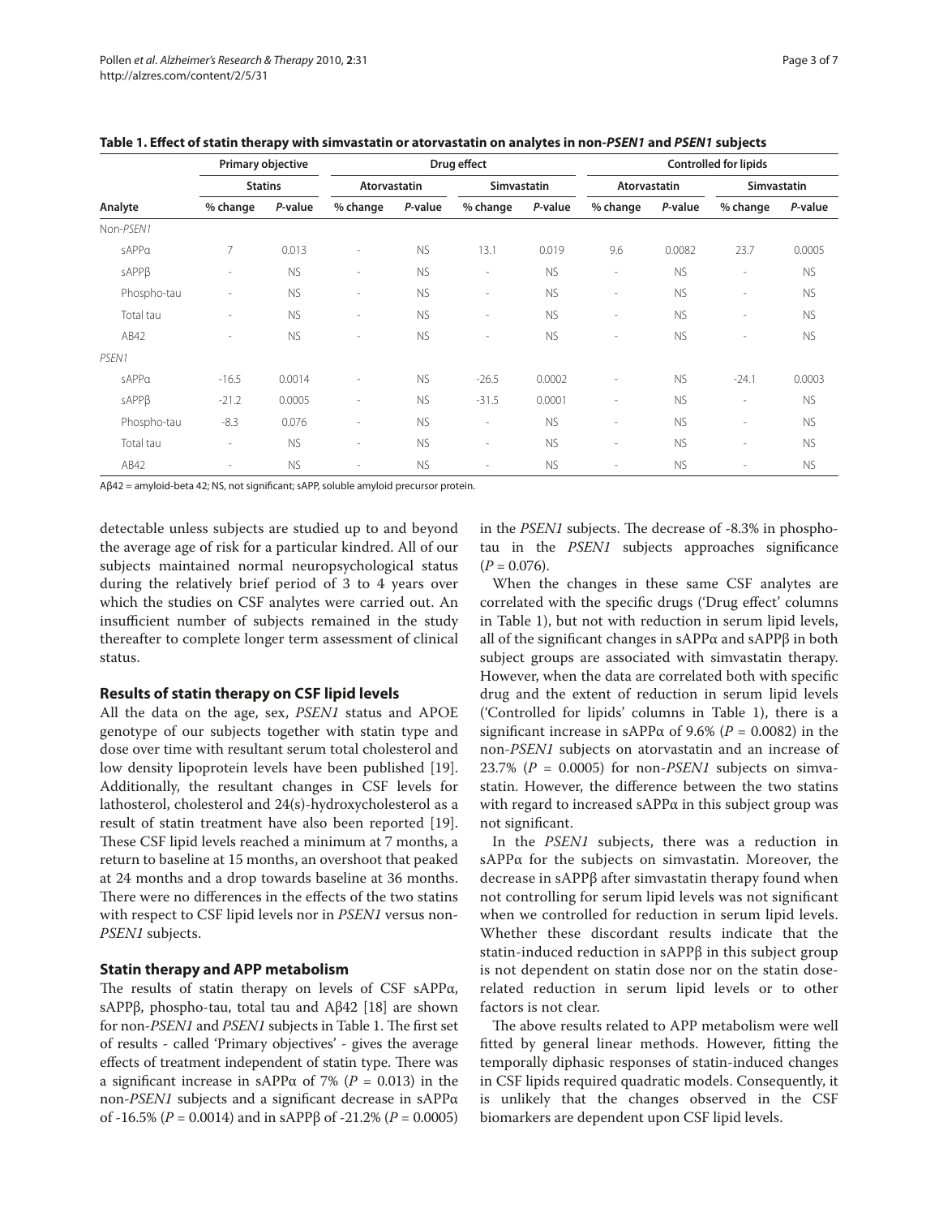**Table 1. Effect of statin therapy with simvastatin or atorvastatin on analytes in non-*PSEN1* and *PSEN1* subjects**

| | Primary objective | | Drug effect | | | | Controlled for lipids | | | |
|---|---|---|---|---|---|---|---|---|---|---|
| | Statins | | Atorvastatin | | Simvastatin | | Atorvastatin | | Simvastatin | |
| Analyte | % change | *P*-value | % change | *P*-value | % change | *P*-value | % change | *P*-value | % change | *P*-value |
| Non-*PSEN1* | | | | | | | | | | |
| sAPPα | 7 | 0.013 | - | NS | 13.1 | 0.019 | 9.6 | 0.0082 | 23.7 | 0.0005 |
| sAPPβ | - | NS | - | NS | - | NS | - | NS | - | NS |
| Phospho-tau | - | NS | - | NS | - | NS | - | NS | - | NS |
| Total tau | - | NS | - | NS | - | NS | - | NS | - | NS |
| AB42 | - | NS | - | NS | - | NS | - | NS | - | NS |
| *PSEN1* | | | | | | | | | | |
| sAPPα | -16.5 | 0.0014 | - | NS | -26.5 | 0.0002 | - | NS | -24.1 | 0.0003 |
| sAPPβ | -21.2 | 0.0005 | - | NS | -31.5 | 0.0001 | - | NS | - | NS |
| Phospho-tau | -8.3 | 0.076 | - | NS | - | NS | - | NS | - | NS |
| Total tau | - | NS | - | NS | - | NS | - | NS | - | NS |
| AB42 | - | NS | - | NS | - | NS | - | NS | - | NS |

Aβ42 = amyloid-beta 42; NS, not significant; sAPP, soluble amyloid precursor protein.

detectable unless subjects are studied up to and beyond the average age of risk for a particular kindred. All of our subjects maintained normal neuropsychological status during the relatively brief period of 3 to 4 years over which the studies on CSF analytes were carried out. An insufficient number of subjects remained in the study thereafter to complete longer term assessment of clinical status.

### Results of statin therapy on CSF lipid levels

All the data on the age, sex, *PSEN1* status and APOE genotype of our subjects together with statin type and dose over time with resultant serum total cholesterol and low density lipoprotein levels have been published [19]. Additionally, the resultant changes in CSF levels for lathosterol, cholesterol and 24(s)-hydroxycholesterol as a result of statin treatment have also been reported [19]. These CSF lipid levels reached a minimum at 7 months, a return to baseline at 15 months, an overshoot that peaked at 24 months and a drop towards baseline at 36 months. There were no differences in the effects of the two statins with respect to CSF lipid levels nor in *PSEN1* versus non-*PSEN1* subjects.

### Statin therapy and APP metabolism

The results of statin therapy on levels of CSF sAPPα, sAPPβ, phospho-tau, total tau and Aβ42 [18] are shown for non-*PSEN1* and *PSEN1* subjects in Table 1. The first set of results - called 'Primary objectives' - gives the average effects of treatment independent of statin type. There was a significant increase in sAPPα of 7% ($P = 0.013$) in the non-*PSEN1* subjects and a significant decrease in sAPPα of -16.5% ($P = 0.0014$) and in sAPPβ of -21.2% ($P = 0.0005$) in the *PSEN1* subjects. The decrease of -8.3% in phospho-tau in the *PSEN1* subjects approaches significance ($P = 0.076$).

When the changes in these same CSF analytes are correlated with the specific drugs ('Drug effect' columns in Table 1), but not with reduction in serum lipid levels, all of the significant changes in sAPPα and sAPPβ in both subject groups are associated with simvastatin therapy. However, when the data are correlated both with specific drug and the extent of reduction in serum lipid levels ('Controlled for lipids' columns in Table 1), there is a significant increase in sAPPα of 9.6% ($P = 0.0082$) in the non-*PSEN1* subjects on atorvastatin and an increase of 23.7% ($P = 0.0005$) for non-*PSEN1* subjects on simvastatin. However, the difference between the two statins with regard to increased sAPPα in this subject group was not significant.

In the *PSEN1* subjects, there was a reduction in sAPPα for the subjects on simvastatin. Moreover, the decrease in sAPPβ after simvastatin therapy found when not controlling for serum lipid levels was not significant when we controlled for reduction in serum lipid levels. Whether these discordant results indicate that the statin-induced reduction in sAPPβ in this subject group is not dependent on statin dose nor on the statin dose-related reduction in serum lipid levels or to other factors is not clear.

The above results related to APP metabolism were well fitted by general linear methods. However, fitting the temporally diphasic responses of statin-induced changes in CSF lipids required quadratic models. Consequently, it is unlikely that the changes observed in the CSF biomarkers are dependent upon CSF lipid levels.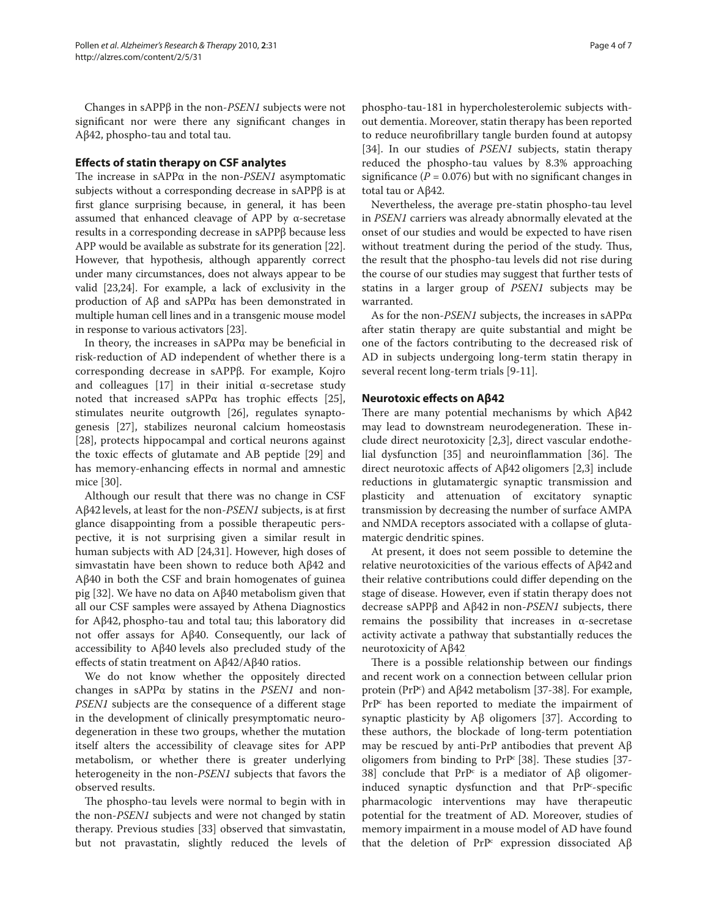Changes in sAPPβ in the non-*PSEN1* subjects were not significant nor were there any significant changes in Aβ42, phospho-tau and total tau.

### Effects of statin therapy on CSF analytes

The increase in sAPPα in the non-*PSEN1* asymptomatic subjects without a corresponding decrease in sAPPβ is at first glance surprising because, in general, it has been assumed that enhanced cleavage of APP by α-secretase results in a corresponding decrease in sAPPβ because less APP would be available as substrate for its generation [22]. However, that hypothesis, although apparently correct under many circumstances, does not always appear to be valid [23,24]. For example, a lack of exclusivity in the production of Aβ and sAPPα has been demonstrated in multiple human cell lines and in a transgenic mouse model in response to various activators [23].

In theory, the increases in sAPPα may be beneficial in risk-reduction of AD independent of whether there is a corresponding decrease in sAPPβ. For example, Kojro and colleagues [17] in their initial α-secretase study noted that increased sAPPα has trophic effects [25], stimulates neurite outgrowth [26], regulates synaptogenesis [27], stabilizes neuronal calcium homeostasis [28], protects hippocampal and cortical neurons against the toxic effects of glutamate and AB peptide [29] and has memory-enhancing effects in normal and amnestic mice [30].

Although our result that there was no change in CSF Aβ42 levels, at least for the non-*PSEN1* subjects, is at first glance disappointing from a possible therapeutic perspective, it is not surprising given a similar result in human subjects with AD [24,31]. However, high doses of simvastatin have been shown to reduce both Aβ42 and Aβ40 in both the CSF and brain homogenates of guinea pig [32]. We have no data on Aβ40 metabolism given that all our CSF samples were assayed by Athena Diagnostics for Aβ42, phospho-tau and total tau; this laboratory did not offer assays for Aβ40. Consequently, our lack of accessibility to Aβ40 levels also precluded study of the effects of statin treatment on Aβ42/Aβ40 ratios.

We do not know whether the oppositely directed changes in sAPPα by statins in the *PSEN1* and non-*PSEN1* subjects are the consequence of a different stage in the development of clinically presymptomatic neurodegeneration in these two groups, whether the mutation itself alters the accessibility of cleavage sites for APP metabolism, or whether there is greater underlying heterogeneity in the non-*PSEN1* subjects that favors the observed results.

The phospho-tau levels were normal to begin with in the non-*PSEN1* subjects and were not changed by statin therapy. Previous studies [33] observed that simvastatin, but not pravastatin, slightly reduced the levels of phospho-tau-181 in hypercholesterolemic subjects without dementia. Moreover, statin therapy has been reported to reduce neurofibrillary tangle burden found at autopsy [34]. In our studies of *PSEN1* subjects, statin therapy reduced the phospho-tau values by 8.3% approaching significance ($P = 0.076$) but with no significant changes in total tau or Aβ42.

Nevertheless, the average pre-statin phospho-tau level in *PSEN1* carriers was already abnormally elevated at the onset of our studies and would be expected to have risen without treatment during the period of the study. Thus, the result that the phospho-tau levels did not rise during the course of our studies may suggest that further tests of statins in a larger group of *PSEN1* subjects may be warranted.

As for the non-*PSEN1* subjects, the increases in sAPPα after statin therapy are quite substantial and might be one of the factors contributing to the decreased risk of AD in subjects undergoing long-term statin therapy in several recent long-term trials [9-11].

### Neurotoxic effects on Aβ42

There are many potential mechanisms by which Aβ42 may lead to downstream neurodegeneration. These include direct neurotoxicity [2,3], direct vascular endothelial dysfunction [35] and neuroinflammation [36]. The direct neurotoxic affects of Aβ42 oligomers [2,3] include reductions in glutamatergic synaptic transmission and plasticity and attenuation of excitatory synaptic transmission by decreasing the number of surface AMPA and NMDA receptors associated with a collapse of glutamatergic dendritic spines.

At present, it does not seem possible to detemine the relative neurotoxicities of the various effects of Aβ42 and their relative contributions could differ depending on the stage of disease. However, even if statin therapy does not decrease sAPPβ and Aβ42 in non-*PSEN1* subjects, there remains the possibility that increases in α-secretase activity activate a pathway that substantially reduces the neurotoxicity of Aβ42

There is a possible relationship between our findings and recent work on a connection between cellular prion protein (PrP[c]) and Aβ42 metabolism [37-38]. For example, PrP[c] has been reported to mediate the impairment of synaptic plasticity by Aβ oligomers [37]. According to these authors, the blockade of long-term potentiation may be rescued by anti-PrP antibodies that prevent Aβ oligomers from binding to PrP[c] [38]. These studies [37-38] conclude that PrP[c] is a mediator of Aβ oligomer-induced synaptic dysfunction and that PrP[c]-specific pharmacologic interventions may have therapeutic potential for the treatment of AD. Moreover, studies of memory impairment in a mouse model of AD have found that the deletion of PrP[c] expression dissociated Aβ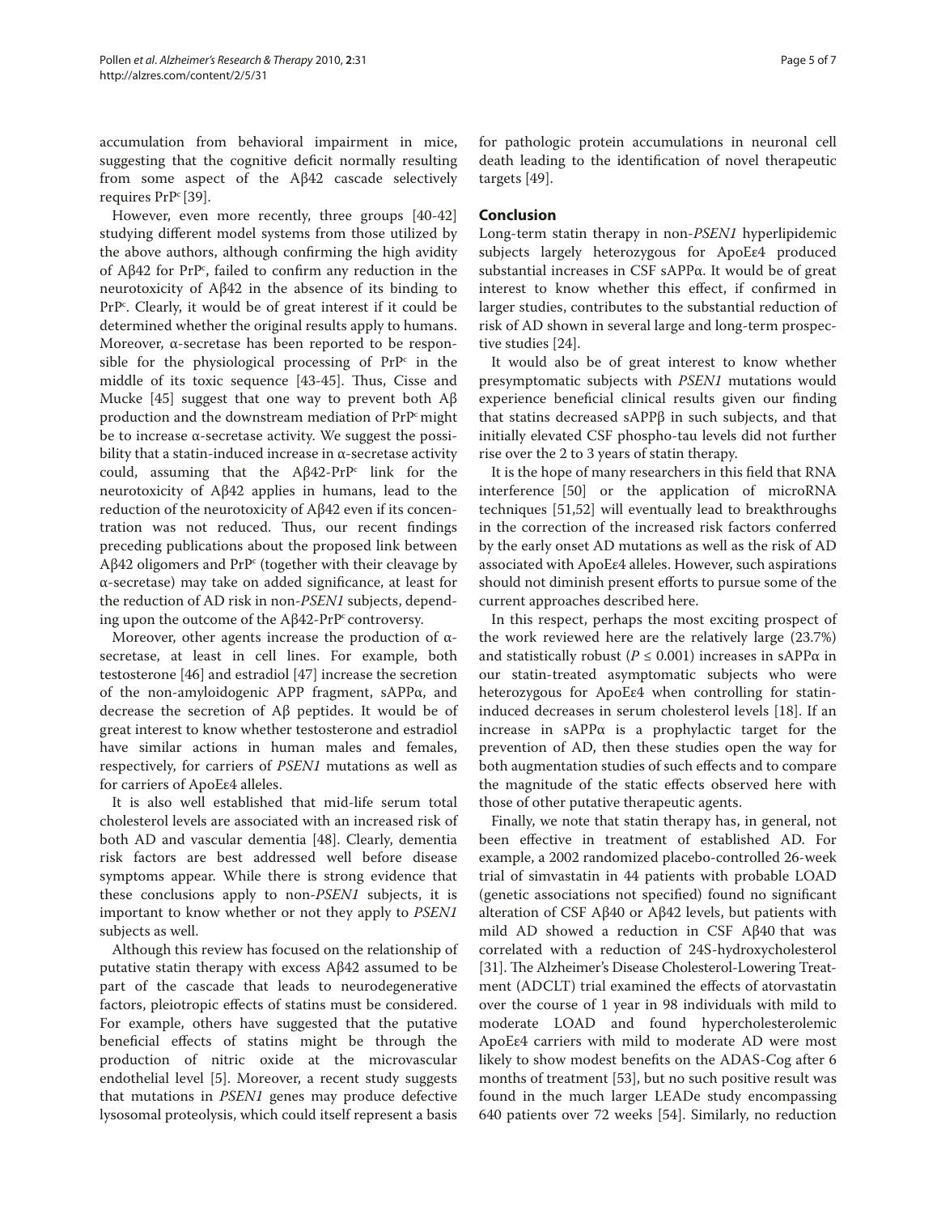accumulation from behavioral impairment in mice, suggesting that the cognitive deficit normally resulting from some aspect of the Aβ42 cascade selectively requires $PrP^c$ [39].

However, even more recently, three groups [40-42] studying different model systems from those utilized by the above authors, although confirming the high avidity of Aβ42 for $PrP^c$, failed to confirm any reduction in the neurotoxicity of Aβ42 in the absence of its binding to $PrP^c$. Clearly, it would be of great interest if it could be determined whether the original results apply to humans. Moreover, α-secretase has been reported to be responsible for the physiological processing of $PrP^c$ in the middle of its toxic sequence [43-45]. Thus, Cisse and Mucke [45] suggest that one way to prevent both Aβ production and the downstream mediation of $PrP^c$ might be to increase α-secretase activity. We suggest the possibility that a statin-induced increase in α-secretase activity could, assuming that the Aβ42-$PrP^c$ link for the neurotoxicity of Aβ42 applies in humans, lead to the reduction of the neurotoxicity of Aβ42 even if its concentration was not reduced. Thus, our recent findings preceding publications about the proposed link between Aβ42 oligomers and $PrP^c$ (together with their cleavage by α-secretase) may take on added significance, at least for the reduction of AD risk in non-*PSEN1* subjects, depending upon the outcome of the Aβ42-$PrP^c$ controversy.

Moreover, other agents increase the production of α-secretase, at least in cell lines. For example, both testosterone [46] and estradiol [47] increase the secretion of the non-amyloidogenic APP fragment, sAPPα, and decrease the secretion of Aβ peptides. It would be of great interest to know whether testosterone and estradiol have similar actions in human males and females, respectively, for carriers of *PSEN1* mutations as well as for carriers of ApoEε4 alleles.

It is also well established that mid-life serum total cholesterol levels are associated with an increased risk of both AD and vascular dementia [48]. Clearly, dementia risk factors are best addressed well before disease symptoms appear. While there is strong evidence that these conclusions apply to non-*PSEN1* subjects, it is important to know whether or not they apply to *PSEN1* subjects as well.

Although this review has focused on the relationship of putative statin therapy with excess Aβ42 assumed to be part of the cascade that leads to neurodegenerative factors, pleiotropic effects of statins must be considered. For example, others have suggested that the putative beneficial effects of statins might be through the production of nitric oxide at the microvascular endothelial level [5]. Moreover, a recent study suggests that mutations in *PSEN1* genes may produce defective lysosomal proteolysis, which could itself represent a basis for pathologic protein accumulations in neuronal cell death leading to the identification of novel therapeutic targets [49].

## Conclusion

Long-term statin therapy in non-*PSEN1* hyperlipidemic subjects largely heterozygous for ApoEε4 produced substantial increases in CSF sAPPα. It would be of great interest to know whether this effect, if confirmed in larger studies, contributes to the substantial reduction of risk of AD shown in several large and long-term prospective studies [24].

It would also be of great interest to know whether presymptomatic subjects with *PSEN1* mutations would experience beneficial clinical results given our finding that statins decreased sAPPβ in such subjects, and that initially elevated CSF phospho-tau levels did not further rise over the 2 to 3 years of statin therapy.

It is the hope of many researchers in this field that RNA interference [50] or the application of microRNA techniques [51,52] will eventually lead to breakthroughs in the correction of the increased risk factors conferred by the early onset AD mutations as well as the risk of AD associated with ApoEε4 alleles. However, such aspirations should not diminish present efforts to pursue some of the current approaches described here.

In this respect, perhaps the most exciting prospect of the work reviewed here are the relatively large (23.7%) and statistically robust ($P \leq 0.001$) increases in sAPPα in our statin-treated asymptomatic subjects who were heterozygous for ApoEε4 when controlling for statin-induced decreases in serum cholesterol levels [18]. If an increase in sAPPα is a prophylactic target for the prevention of AD, then these studies open the way for both augmentation studies of such effects and to compare the magnitude of the static effects observed here with those of other putative therapeutic agents.

Finally, we note that statin therapy has, in general, not been effective in treatment of established AD. For example, a 2002 randomized placebo-controlled 26-week trial of simvastatin in 44 patients with probable LOAD (genetic associations not specified) found no significant alteration of CSF Aβ40 or Aβ42 levels, but patients with mild AD showed a reduction in CSF Aβ40 that was correlated with a reduction of 24S-hydroxycholesterol [31]. The Alzheimer's Disease Cholesterol-Lowering Treatment (ADCLT) trial examined the effects of atorvastatin over the course of 1 year in 98 individuals with mild to moderate LOAD and found hypercholesterolemic ApoEε4 carriers with mild to moderate AD were most likely to show modest benefits on the ADAS-Cog after 6 months of treatment [53], but no such positive result was found in the much larger LEADe study encompassing 640 patients over 72 weeks [54]. Similarly, no reduction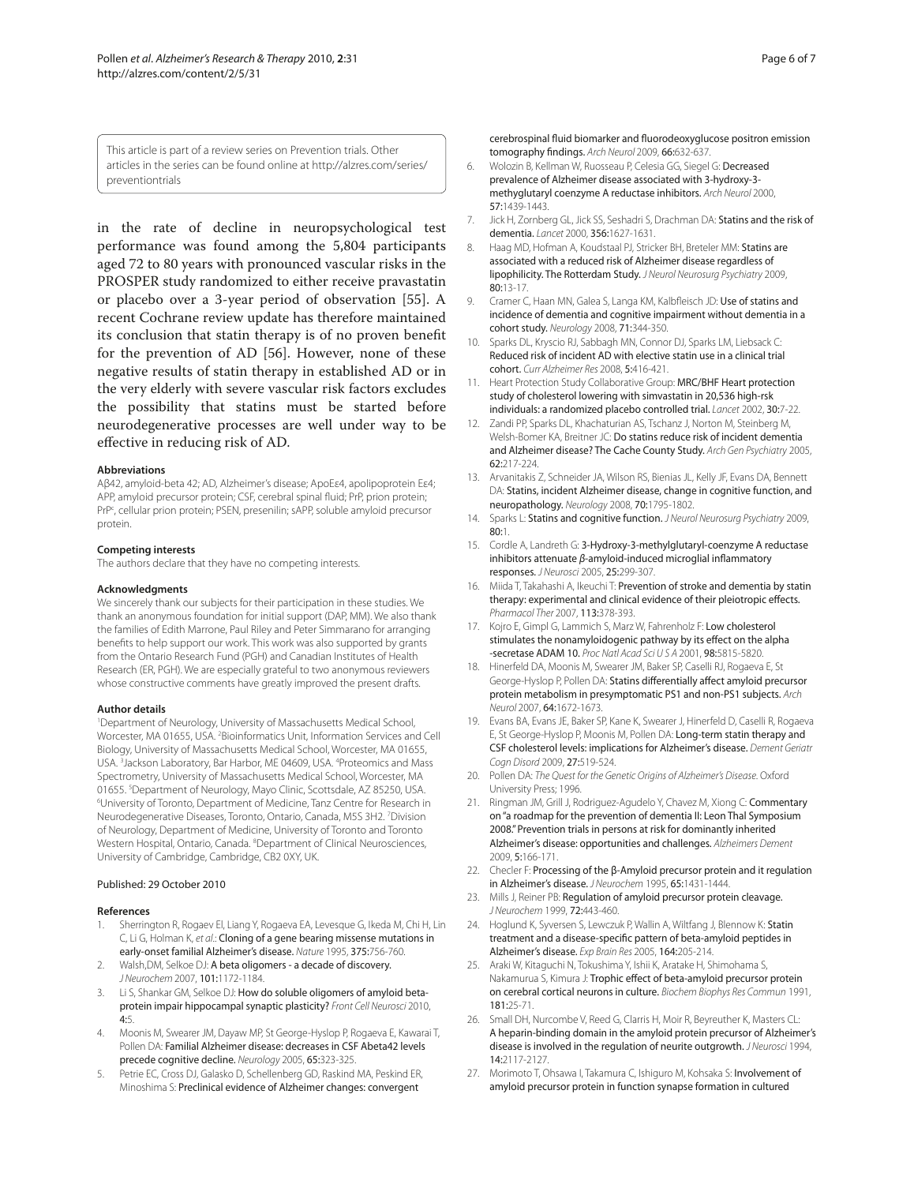This article is part of a review series on Prevention trials. Other articles in the series can be found online at http://alzres.com/series/preventiontrials

in the rate of decline in neuropsychological test performance was found among the 5,804 participants aged 72 to 80 years with pronounced vascular risks in the PROSPER study randomized to either receive pravastatin or placebo over a 3-year period of observation [55]. A recent Cochrane review update has therefore maintained its conclusion that statin therapy is of no proven benefit for the prevention of AD [56]. However, none of these negative results of statin therapy in established AD or in the very elderly with severe vascular risk factors excludes the possibility that statins must be started before neurodegenerative processes are well under way to be effective in reducing risk of AD.

#### Abbreviations

Aβ42, amyloid-beta 42; AD, Alzheimer's disease; ApoEε4, apolipoprotein Eε4; APP, amyloid precursor protein; CSF, cerebral spinal fluid; PrP, prion protein; $PrP^c$, cellular prion protein; PSEN, presenilin; sAPP, soluble amyloid precursor protein.

#### Competing interests

The authors declare that they have no competing interests.

#### Acknowledgments

We sincerely thank our subjects for their participation in these studies. We thank an anonymous foundation for initial support (DAP, MM). We also thank the families of Edith Marrone, Paul Riley and Peter Simmarano for arranging benefits to help support our work. This work was also supported by grants from the Ontario Research Fund (PGH) and Canadian Institutes of Health Research (ER, PGH). We are especially grateful to two anonymous reviewers whose constructive comments have greatly improved the present drafts.

#### Author details

[1]Department of Neurology, University of Massachusetts Medical School, Worcester, MA 01655, USA. [2]Bioinformatics Unit, Information Services and Cell Biology, University of Massachusetts Medical School, Worcester, MA 01655, USA. [3]Jackson Laboratory, Bar Harbor, ME 04609, USA. [4]Proteomics and Mass Spectrometry, University of Massachusetts Medical School, Worcester, MA 01655. [5]Department of Neurology, Mayo Clinic, Scottsdale, AZ 85250, USA. [6]University of Toronto, Department of Medicine, Tanz Centre for Research in Neurodegenerative Diseases, Toronto, Ontario, Canada, M5S 3H2. [7]Division of Neurology, Department of Medicine, University of Toronto and Toronto Western Hospital, Ontario, Canada. [8]Department of Clinical Neurosciences, University of Cambridge, Cambridge, CB2 0XY, UK.

Published: 29 October 2010

#### References

1. Sherrington R, Rogaev EI, Liang Y, Rogaeva EA, Levesque G, Ikeda M, Chi H, Lin C, Li G, Holman K, *et al.*: **Cloning of a gene bearing missense mutations in early-onset familial Alzheimer's disease.** *Nature* 1995, **375:**756-760.
2. Walsh,DM, Selkoe DJ: **A beta oligomers - a decade of discovery.** *J Neurochem* 2007, **101:**1172-1184.
3. Li S, Shankar GM, Selkoe DJ: **How do soluble oligomers of amyloid beta-protein impair hippocampal synaptic plasticity?** *Front Cell Neurosci* 2010, **4:**5.
4. Moonis M, Swearer JM, Dayaw MP, St George-Hyslop P, Rogaeva E, Kawarai T, Pollen DA: **Familial Alzheimer disease: decreases in CSF Abeta42 levels precede cognitive decline.** *Neurology* 2005, **65:**323-325.
5. Petrie EC, Cross DJ, Galasko D, Schellenberg GD, Raskind MA, Peskind ER, Minoshima S: **Preclinical evidence of Alzheimer changes: convergent cerebrospinal fluid biomarker and fluorodeoxyglucose positron emission tomography findings.** *Arch Neurol* 2009, **66:**632-637.
6. Wolozin B, Kellman W, Ruosseau P, Celesia GG, Siegel G: **Decreased prevalence of Alzheimer disease associated with 3-hydroxy-3-methyglutaryl coenzyme A reductase inhibitors.** *Arch Neurol* 2000, **57:**1439-1443.
7. Jick H, Zornberg GL, Jick SS, Seshadri S, Drachman DA: **Statins and the risk of dementia.** *Lancet* 2000, **356:**1627-1631.
8. Haag MD, Hofman A, Koudstaal PJ, Stricker BH, Breteler MM: **Statins are associated with a reduced risk of Alzheimer disease regardless of lipophilicity. The Rotterdam Study.** *J Neurol Neurosurg Psychiatry* 2009, **80:**13-17.
9. Cramer C, Haan MN, Galea S, Langa KM, Kalbfleisch JD: **Use of statins and incidence of dementia and cognitive impairment without dementia in a cohort study.** *Neurology* 2008, **71:**344-350.
10. Sparks DL, Kryscio RJ, Sabbagh MN, Connor DJ, Sparks LM, Liebsack C: **Reduced risk of incident AD with elective statin use in a clinical trial cohort.** *Curr Alzheimer Res* 2008, **5:**416-421.
11. Heart Protection Study Collaborative Group: **MRC/BHF Heart protection study of cholesterol lowering with simvastatin in 20,536 high-rsk individuals: a randomized placebo controlled trial.** *Lancet* 2002, **30:**7-22.
12. Zandi PP, Sparks DL, Khachaturian AS, Tschanz J, Norton M, Steinberg M, Welsh-Bomer KA, Breitner JC: **Do statins reduce risk of incident dementia and Alzheimer disease? The Cache County Study.** *Arch Gen Psychiatry* 2005, **62:**217-224.
13. Arvanitakis Z, Schneider JA, Wilson RS, Bienias JL, Kelly JF, Evans DA, Bennett DA: **Statins, incident Alzheimer disease, change in cognitive function, and neuropathology.** *Neurology* 2008, **70:**1795-1802.
14. Sparks L: **Statins and cognitive function.** *J Neurol Neurosurg Psychiatry* 2009, **80:**1.
15. Cordle A, Landreth G: **3-Hydroxy-3-methylglutaryl-coenzyme A reductase inhibitors attenuate *β*-amyloid-induced microglial inflammatory responses.** *J Neurosci* 2005, **25:**299-307.
16. Miida T, Takahashi A, Ikeuchi T: **Prevention of stroke and dementia by statin therapy: experimental and clinical evidence of their pleiotropic effects.** *Pharmacol Ther* 2007, **113:**378-393.
17. Kojro E, Gimpl G, Lammich S, Marz W, Fahrenholz F: **Low cholesterol stimulates the nonamyloidogenic pathway by its effect on the alpha -secretase ADAM 10.** *Proc Natl Acad Sci U S A* 2001, **98:**5815-5820.
18. Hinerfeld DA, Moonis M, Swearer JM, Baker SP, Caselli RJ, Rogaeva E, St George-Hyslop P, Pollen DA: **Statins differentially affect amyloid precursor protein metabolism in presymptomatic PS1 and non-PS1 subjects.** *Arch Neurol* 2007, **64:**1672-1673.
19. Evans BA, Evans JE, Baker SP, Kane K, Swearer J, Hinerfeld D, Caselli R, Rogaeva E, St George-Hyslop P, Moonis M, Pollen DA: **Long-term statin therapy and CSF cholesterol levels: implications for Alzheimer's disease.** *Dement Geriatr Cogn Disord* 2009, **27:**519-524.
20. Pollen DA: *The Quest for the Genetic Origins of Alzheimer's Disease.* Oxford University Press; 1996.
21. Ringman JM, Grill J, Rodriguez-Agudelo Y, Chavez M, Xiong C: **Commentary on "a roadmap for the prevention of dementia II: Leon Thal Symposium 2008." Prevention trials in persons at risk for dominantly inherited Alzheimer's disease: opportunities and challenges.** *Alzheimers Dement* 2009, **5:**166-171.
22. Checler F: **Processing of the β-Amyloid precursor protein and it regulation in Alzheimer's disease.** *J Neurochem* 1995, **65:**1431-1444.
23. Mills J, Reiner PB: **Regulation of amyloid precursor protein cleavage.** *J Neurochem* 1999, **72:**443-460.
24. Hoglund K, Syversen S, Lewczuk P, Wallin A, Wiltfang J, Blennow K: **Statin treatment and a disease-specific pattern of beta-amyloid peptides in Alzheimer's disease.** *Exp Brain Res* 2005, **164:**205-214.
25. Araki W, Kitaguchi N, Tokushima Y, Ishii K, Aratake H, Shimohama S, Nakamurua S, Kimura J: **Trophic effect of beta-amyloid precursor protein on cerebral cortical neurons in culture.** *Biochem Biophys Res Commun* 1991, **181:**25-71.
26. Small DH, Nurcombe V, Reed G, Clarris H, Moir R, Beyreuther K, Masters CL: **A heparin-binding domain in the amyloid protein precursor of Alzheimer's disease is involved in the regulation of neurite outgrowth.** *J Neurosci* 1994, **14:**2117-2127.
27. Morimoto T, Ohsawa I, Takamura C, Ishiguro M, Kohsaka S: **Involvement of amyloid precursor protein in function synapse formation in cultured**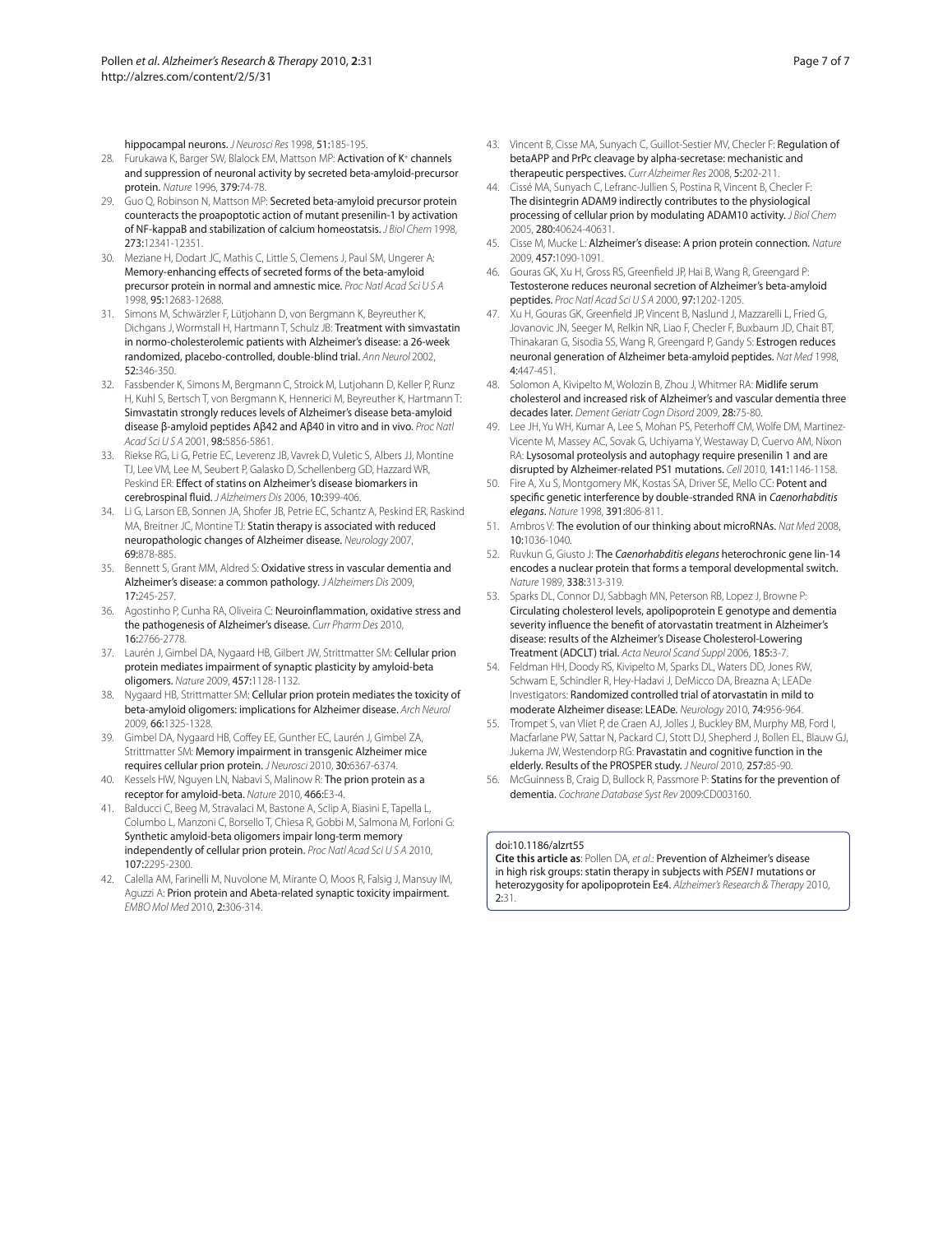hippocampal neurons. *J Neurosci Res* 1998, **51**:185-195.

28. Furukawa K, Barger SW, Blalock EM, Mattson MP: Activation of $K^+$ channels and suppression of neuronal activity by secreted beta-amyloid-precursor protein. *Nature* 1996, **379**:74-78.
29. Guo Q, Robinson N, Mattson MP: Secreted beta-amyloid precursor protein counteracts the proapoptotic action of mutant presenilin-1 by activation of NF-kappaB and stabilization of calcium homeostasis. *J Biol Chem* 1998, **273**:12341-12351.
30. Meziane H, Dodart JC, Mathis C, Little S, Clemens J, Paul SM, Ungerer A: Memory-enhancing effects of secreted forms of the beta-amyloid precursor protein in normal and amnestic mice. *Proc Natl Acad Sci U S A* 1998, **95**:12683-12688.
31. Simons M, Schwärzler F, Lütjohann D, von Bergmann K, Beyreuther K, Dichgans J, Wormstall H, Hartmann T, Schulz JB: Treatment with simvastatin in normo-cholesterolemic patients with Alzheimer's disease: a 26-week randomized, placebo-controlled, double-blind trial. *Ann Neurol* 2002, **52**:346-350.
32. Fassbender K, Simons M, Bergmann C, Stroick M, Lutjohann D, Keller P, Runz H, Kuhl S, Bertsch T, von Bergmann K, Hennerici M, Beyreuther K, Hartmann T: Simvastatin strongly reduces levels of Alzheimer's disease beta-amyloid disease β-amyloid peptides Aβ42 and Aβ40 in vitro and in vivo. *Proc Natl Acad Sci U S A* 2001, **98**:5856-5861.
33. Riekse RG, Li G, Petrie EC, Leverenz JB, Vavrek D, Vuletic S, Albers JJ, Montine TJ, Lee VM, Lee M, Seubert P, Galasko D, Schellenberg GD, Hazzard WR, Peskind ER: Effect of statins on Alzheimer's disease biomarkers in cerebrospinal fluid. *J Alzheimers Dis* 2006, **10**:399-406.
34. Li G, Larson EB, Sonnen JA, Shofer JB, Petrie EC, Schantz A, Peskind ER, Raskind MA, Breitner JC, Montine TJ: Statin therapy is associated with reduced neuropathologic changes of Alzheimer disease. *Neurology* 2007, **69**:878-885.
35. Bennett S, Grant MM, Aldred S: Oxidative stress in vascular dementia and Alzheimer's disease: a common pathology. *J Alzheimers Dis* 2009, **17**:245-257.
36. Agostinho P, Cunha RA, Oliveira C: Neuroinflammation, oxidative stress and the pathogenesis of Alzheimer's disease. *Curr Pharm Des* 2010, **16**:2766-2778.
37. Laurén J, Gimbel DA, Nygaard HB, Gilbert JW, Strittmatter SM: Cellular prion protein mediates impairment of synaptic plasticity by amyloid-beta oligomers. *Nature* 2009, **457**:1128-1132.
38. Nygaard HB, Strittmatter SM: Cellular prion protein mediates the toxicity of beta-amyloid oligomers: implications for Alzheimer disease. *Arch Neurol* 2009, **66**:1325-1328.
39. Gimbel DA, Nygaard HB, Coffey EE, Gunther EC, Laurén J, Gimbel ZA, Strittmatter SM: Memory impairment in transgenic Alzheimer mice requires cellular prion protein. *J Neurosci* 2010, **30**:6367-6374.
40. Kessels HW, Nguyen LN, Nabavi S, Malinow R: The prion protein as a receptor for amyloid-beta. *Nature* 2010, **466**:E3-4.
41. Balducci C, Beeg M, Stravalaci M, Bastone A, Sclip A, Biasini E, Tapella L, Columbo L, Manzoni C, Borsello T, Chiesa R, Gobbi M, Salmona M, Forloni G: Synthetic amyloid-beta oligomers impair long-term memory independently of cellular prion protein. *Proc Natl Acad Sci U S A* 2010, **107**:2295-2300.
42. Calella AM, Farinelli M, Nuvolone M, Mirante O, Moos R, Falsig J, Mansuy IM, Aguzzi A: Prion protein and Abeta-related synaptic toxicity impairment. *EMBO Mol Med* 2010, **2**:306-314.
43. Vincent B, Cisse MA, Sunyach C, Guillot-Sestier MV, Checler F: Regulation of betaAPP and PrPc cleavage by alpha-secretase: mechanistic and therapeutic perspectives. *Curr Alzheimer Res* 2008, **5**:202-211.
44. Cissé MA, Sunyach C, Lefranc-Jullien S, Postina R, Vincent B, Checler F: The disintegrin ADAM9 indirectly contributes to the physiological processing of cellular prion by modulating ADAM10 activity. *J Biol Chem* 2005, **280**:40624-40631.
45. Cisse M, Mucke L: Alzheimer's disease: A prion protein connection. *Nature* 2009, **457**:1090-1091.
46. Gouras GK, Xu H, Gross RS, Greenfield JP, Hai B, Wang R, Greengard P: Testosterone reduces neuronal secretion of Alzheimer's beta-amyloid peptides. *Proc Natl Acad Sci U S A* 2000, **97**:1202-1205.
47. Xu H, Gouras GK, Greenfield JP, Vincent B, Naslund J, Mazzarelli L, Fried G, Jovanovic JN, Seeger M, Relkin NR, Liao F, Checler F, Buxbaum JD, Chait BT, Thinakaran G, Sisodia SS, Wang R, Greengard P, Gandy S: Estrogen reduces neuronal generation of Alzheimer beta-amyloid peptides. *Nat Med* 1998, **4**:447-451.
48. Solomon A, Kivipelto M, Wolozin B, Zhou J, Whitmer RA: Midlife serum cholesterol and increased risk of Alzheimer's and vascular dementia three decades later. *Dement Geriatr Cogn Disord* 2009, **28**:75-80.
49. Lee JH, Yu WH, Kumar A, Lee S, Mohan PS, Peterhoff CM, Wolfe DM, Martinez-Vicente M, Massey AC, Sovak G, Uchiyama Y, Westaway D, Cuervo AM, Nixon RA: Lysosomal proteolysis and autophagy require presenilin 1 and are disrupted by Alzheimer-related PS1 mutations. *Cell* 2010, **141**:1146-1158.
50. Fire A, Xu S, Montgomery MK, Kostas SA, Driver SE, Mello CC: Potent and specific genetic interference by double-stranded RNA in *Caenorhabditis elegans*. *Nature* 1998, **391**:806-811.
51. Ambros V: The evolution of our thinking about microRNAs. *Nat Med* 2008, **10**:1036-1040.
52. Ruvkun G, Giusto J: The *Caenorhabditis elegans* heterochronic gene lin-14 encodes a nuclear protein that forms a temporal developmental switch. *Nature* 1989, **338**:313-319.
53. Sparks DL, Connor DJ, Sabbagh MN, Peterson RB, Lopez J, Browne P: Circulating cholesterol levels, apolipoprotein E genotype and dementia severity influence the benefit of atorvastatin treatment in Alzheimer's disease: results of the Alzheimer's Disease Cholesterol-Lowering Treatment (ADCLT) trial. *Acta Neurol Scand Suppl* 2006, **185**:3-7.
54. Feldman HH, Doody RS, Kivipelto M, Sparks DL, Waters DD, Jones RW, Schwam E, Schindler R, Hey-Hadavi J, DeMicco DA, Breazna A; LEADe Investigators: Randomized controlled trial of atorvastatin in mild to moderate Alzheimer disease: LEADe. *Neurology* 2010, **74**:956-964.
55. Trompet S, van Vliet P, de Craen AJ, Jolles J, Buckley BM, Murphy MB, Ford I, Macfarlane PW, Sattar N, Packard CJ, Stott DJ, Shepherd J, Bollen EL, Blauw GJ, Jukema JW, Westendorp RG: Pravastatin and cognitive function in the elderly. Results of the PROSPER study. *J Neurol* 2010, **257**:85-90.
56. McGuinness B, Craig D, Bullock R, Passmore P: Statins for the prevention of dementia. *Cochrane Database Syst Rev* 2009:CD003160.

doi:10.1186/alzrt55

**Cite this article as**: Pollen DA, *et al.*: Prevention of Alzheimer's disease in high risk groups: statin therapy in subjects with *PSEN1* mutations or heterozygosity for apolipoprotein Eε4. *Alzheimer's Research & Therapy* 2010, **2**:31.